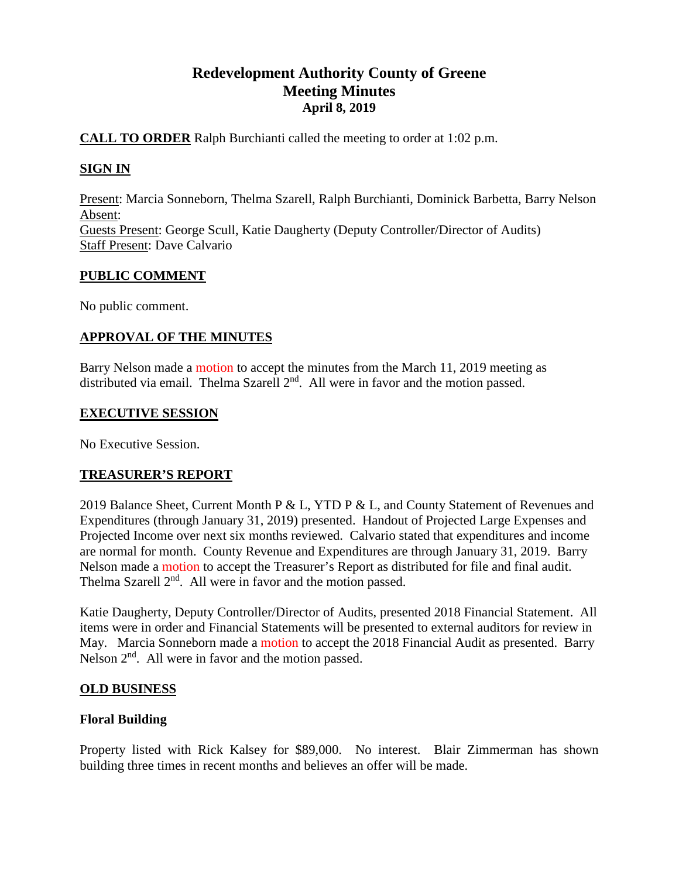# Redevelopment Authority County of Greene
## Meeting Minutes
### April 8, 2019

**CALL TO ORDER** Ralph Burchianti called the meeting to order at 1:02 p.m.

**SIGN IN**

Present: Marcia Sonneborn, Thelma Szarell, Ralph Burchianti, Dominick Barbetta, Barry Nelson
Absent:
Guests Present: George Scull, Katie Daugherty (Deputy Controller/Director of Audits)
Staff Present: Dave Calvario

**PUBLIC COMMENT**

No public comment.

**APPROVAL OF THE MINUTES**

Barry Nelson made a motion to accept the minutes from the March 11, 2019 meeting as distributed via email. Thelma Szarell 2nd. All were in favor and the motion passed.

**EXECUTIVE SESSION**

No Executive Session.

**TREASURER'S REPORT**

2019 Balance Sheet, Current Month P & L, YTD P & L, and County Statement of Revenues and Expenditures (through January 31, 2019) presented. Handout of Projected Large Expenses and Projected Income over next six months reviewed. Calvario stated that expenditures and income are normal for month. County Revenue and Expenditures are through January 31, 2019. Barry Nelson made a motion to accept the Treasurer's Report as distributed for file and final audit. Thelma Szarell 2nd. All were in favor and the motion passed.

Katie Daugherty, Deputy Controller/Director of Audits, presented 2018 Financial Statement. All items were in order and Financial Statements will be presented to external auditors for review in May. Marcia Sonneborn made a motion to accept the 2018 Financial Audit as presented. Barry Nelson 2nd. All were in favor and the motion passed.

**OLD BUSINESS**

**Floral Building**

Property listed with Rick Kalsey for $89,000. No interest. Blair Zimmerman has shown building three times in recent months and believes an offer will be made.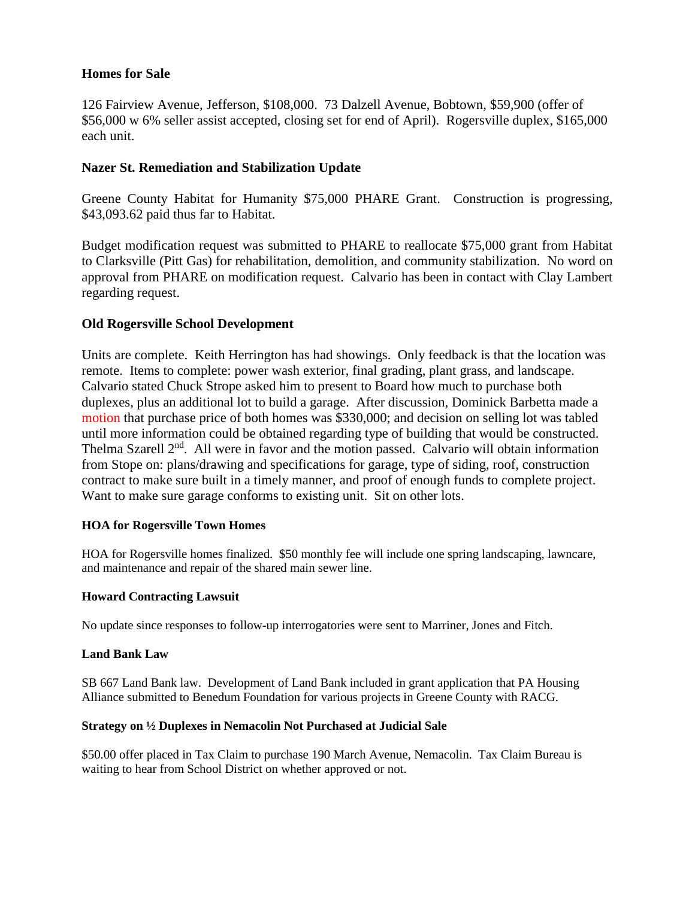**Homes for Sale**

126 Fairview Avenue, Jefferson, $108,000. 73 Dalzell Avenue, Bobtown, $59,900 (offer of $56,000 w 6% seller assist accepted, closing set for end of April). Rogersville duplex, $165,000 each unit.

**Nazer St. Remediation and Stabilization Update**

Greene County Habitat for Humanity $75,000 PHARE Grant. Construction is progressing, $43,093.62 paid thus far to Habitat.

Budget modification request was submitted to PHARE to reallocate $75,000 grant from Habitat to Clarksville (Pitt Gas) for rehabilitation, demolition, and community stabilization. No word on approval from PHARE on modification request. Calvario has been in contact with Clay Lambert regarding request.

**Old Rogersville School Development**

Units are complete. Keith Herrington has had showings. Only feedback is that the location was remote. Items to complete: power wash exterior, final grading, plant grass, and landscape. Calvario stated Chuck Strope asked him to present to Board how much to purchase both duplexes, plus an additional lot to build a garage. After discussion, Dominick Barbetta made a motion that purchase price of both homes was $330,000; and decision on selling lot was tabled until more information could be obtained regarding type of building that would be constructed. Thelma Szarell 2nd. All were in favor and the motion passed. Calvario will obtain information from Stope on: plans/drawing and specifications for garage, type of siding, roof, construction contract to make sure built in a timely manner, and proof of enough funds to complete project. Want to make sure garage conforms to existing unit. Sit on other lots.

**HOA for Rogersville Town Homes**

HOA for Rogersville homes finalized. $50 monthly fee will include one spring landscaping, lawncare, and maintenance and repair of the shared main sewer line.

**Howard Contracting Lawsuit**

No update since responses to follow-up interrogatories were sent to Marriner, Jones and Fitch.

**Land Bank Law**

SB 667 Land Bank law. Development of Land Bank included in grant application that PA Housing Alliance submitted to Benedum Foundation for various projects in Greene County with RACG.

**Strategy on ½ Duplexes in Nemacolin Not Purchased at Judicial Sale**

$50.00 offer placed in Tax Claim to purchase 190 March Avenue, Nemacolin. Tax Claim Bureau is waiting to hear from School District on whether approved or not.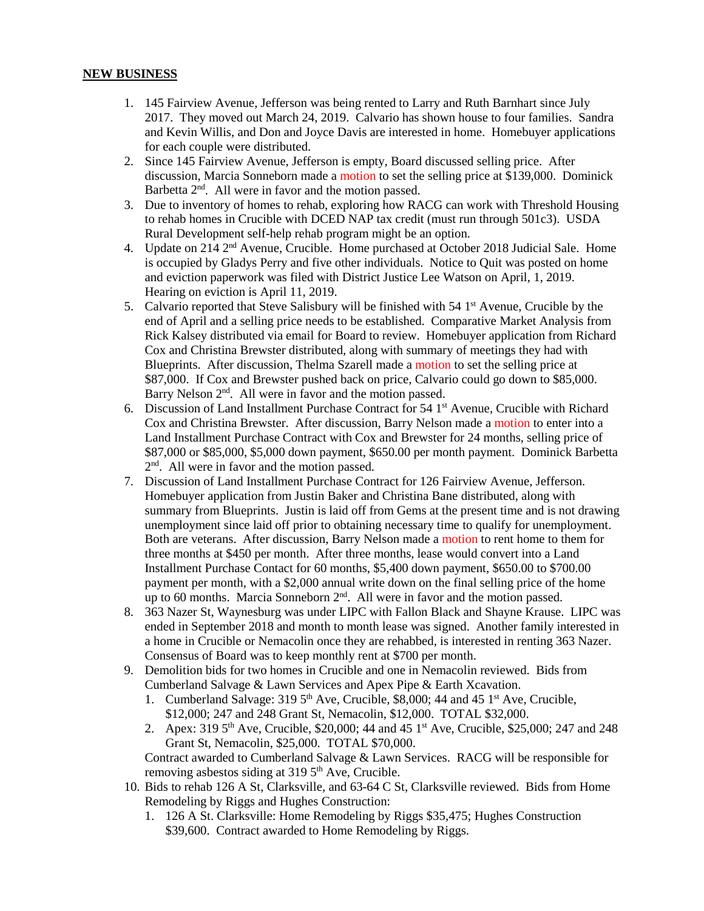## NEW BUSINESS

1. 145 Fairview Avenue, Jefferson was being rented to Larry and Ruth Barnhart since July 2017. They moved out March 24, 2019. Calvario has shown house to four families. Sandra and Kevin Willis, and Don and Joyce Davis are interested in home. Homebuyer applications for each couple were distributed.
2. Since 145 Fairview Avenue, Jefferson is empty, Board discussed selling price. After discussion, Marcia Sonneborn made a motion to set the selling price at $139,000. Dominick Barbetta 2nd. All were in favor and the motion passed.
3. Due to inventory of homes to rehab, exploring how RACG can work with Threshold Housing to rehab homes in Crucible with DCED NAP tax credit (must run through 501c3). USDA Rural Development self-help rehab program might be an option.
4. Update on 214 2nd Avenue, Crucible. Home purchased at October 2018 Judicial Sale. Home is occupied by Gladys Perry and five other individuals. Notice to Quit was posted on home and eviction paperwork was filed with District Justice Lee Watson on April, 1, 2019. Hearing on eviction is April 11, 2019.
5. Calvario reported that Steve Salisbury will be finished with 54 1st Avenue, Crucible by the end of April and a selling price needs to be established. Comparative Market Analysis from Rick Kalsey distributed via email for Board to review. Homebuyer application from Richard Cox and Christina Brewster distributed, along with summary of meetings they had with Blueprints. After discussion, Thelma Szarell made a motion to set the selling price at $87,000. If Cox and Brewster pushed back on price, Calvario could go down to $85,000. Barry Nelson 2nd. All were in favor and the motion passed.
6. Discussion of Land Installment Purchase Contract for 54 1st Avenue, Crucible with Richard Cox and Christina Brewster. After discussion, Barry Nelson made a motion to enter into a Land Installment Purchase Contract with Cox and Brewster for 24 months, selling price of $87,000 or $85,000, $5,000 down payment, $650.00 per month payment. Dominick Barbetta 2nd. All were in favor and the motion passed.
7. Discussion of Land Installment Purchase Contract for 126 Fairview Avenue, Jefferson. Homebuyer application from Justin Baker and Christina Bane distributed, along with summary from Blueprints. Justin is laid off from Gems at the present time and is not drawing unemployment since laid off prior to obtaining necessary time to qualify for unemployment. Both are veterans. After discussion, Barry Nelson made a motion to rent home to them for three months at $450 per month. After three months, lease would convert into a Land Installment Purchase Contact for 60 months, $5,400 down payment, $650.00 to $700.00 payment per month, with a $2,000 annual write down on the final selling price of the home up to 60 months. Marcia Sonneborn 2nd. All were in favor and the motion passed.
8. 363 Nazer St, Waynesburg was under LIPC with Fallon Black and Shayne Krause. LIPC was ended in September 2018 and month to month lease was signed. Another family interested in a home in Crucible or Nemacolin once they are rehabbed, is interested in renting 363 Nazer. Consensus of Board was to keep monthly rent at $700 per month.
9. Demolition bids for two homes in Crucible and one in Nemacolin reviewed. Bids from Cumberland Salvage & Lawn Services and Apex Pipe & Earth Xcavation.
   1. Cumberland Salvage: 319 5th Ave, Crucible, $8,000; 44 and 45 1st Ave, Crucible, $12,000; 247 and 248 Grant St, Nemacolin, $12,000. TOTAL $32,000.
   2. Apex: 319 5th Ave, Crucible, $20,000; 44 and 45 1st Ave, Crucible, $25,000; 247 and 248 Grant St, Nemacolin, $25,000. TOTAL $70,000.

   Contract awarded to Cumberland Salvage & Lawn Services. RACG will be responsible for removing asbestos siding at 319 5th Ave, Crucible.
10. Bids to rehab 126 A St, Clarksville, and 63-64 C St, Clarksville reviewed. Bids from Home Remodeling by Riggs and Hughes Construction:
    1. 126 A St. Clarksville: Home Remodeling by Riggs $35,475; Hughes Construction $39,600. Contract awarded to Home Remodeling by Riggs.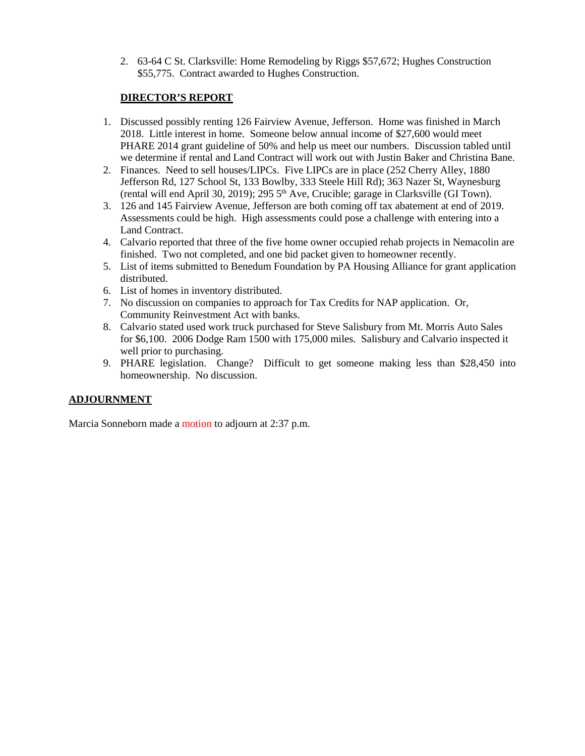2. 63-64 C St. Clarksville: Home Remodeling by Riggs $57,672; Hughes Construction $55,775. Contract awarded to Hughes Construction.

**DIRECTOR'S REPORT**

1. Discussed possibly renting 126 Fairview Avenue, Jefferson. Home was finished in March 2018. Little interest in home. Someone below annual income of $27,600 would meet PHARE 2014 grant guideline of 50% and help us meet our numbers. Discussion tabled until we determine if rental and Land Contract will work out with Justin Baker and Christina Bane.
2. Finances. Need to sell houses/LIPCs. Five LIPCs are in place (252 Cherry Alley, 1880 Jefferson Rd, 127 School St, 133 Bowlby, 333 Steele Hill Rd); 363 Nazer St, Waynesburg (rental will end April 30, 2019); 295 5th Ave, Crucible; garage in Clarksville (GI Town).
3. 126 and 145 Fairview Avenue, Jefferson are both coming off tax abatement at end of 2019. Assessments could be high. High assessments could pose a challenge with entering into a Land Contract.
4. Calvario reported that three of the five home owner occupied rehab projects in Nemacolin are finished. Two not completed, and one bid packet given to homeowner recently.
5. List of items submitted to Benedum Foundation by PA Housing Alliance for grant application distributed.
6. List of homes in inventory distributed.
7. No discussion on companies to approach for Tax Credits for NAP application. Or, Community Reinvestment Act with banks.
8. Calvario stated used work truck purchased for Steve Salisbury from Mt. Morris Auto Sales for $6,100. 2006 Dodge Ram 1500 with 175,000 miles. Salisbury and Calvario inspected it well prior to purchasing.
9. PHARE legislation. Change? Difficult to get someone making less than $28,450 into homeownership. No discussion.

**ADJOURNMENT**

Marcia Sonneborn made a motion to adjourn at 2:37 p.m.